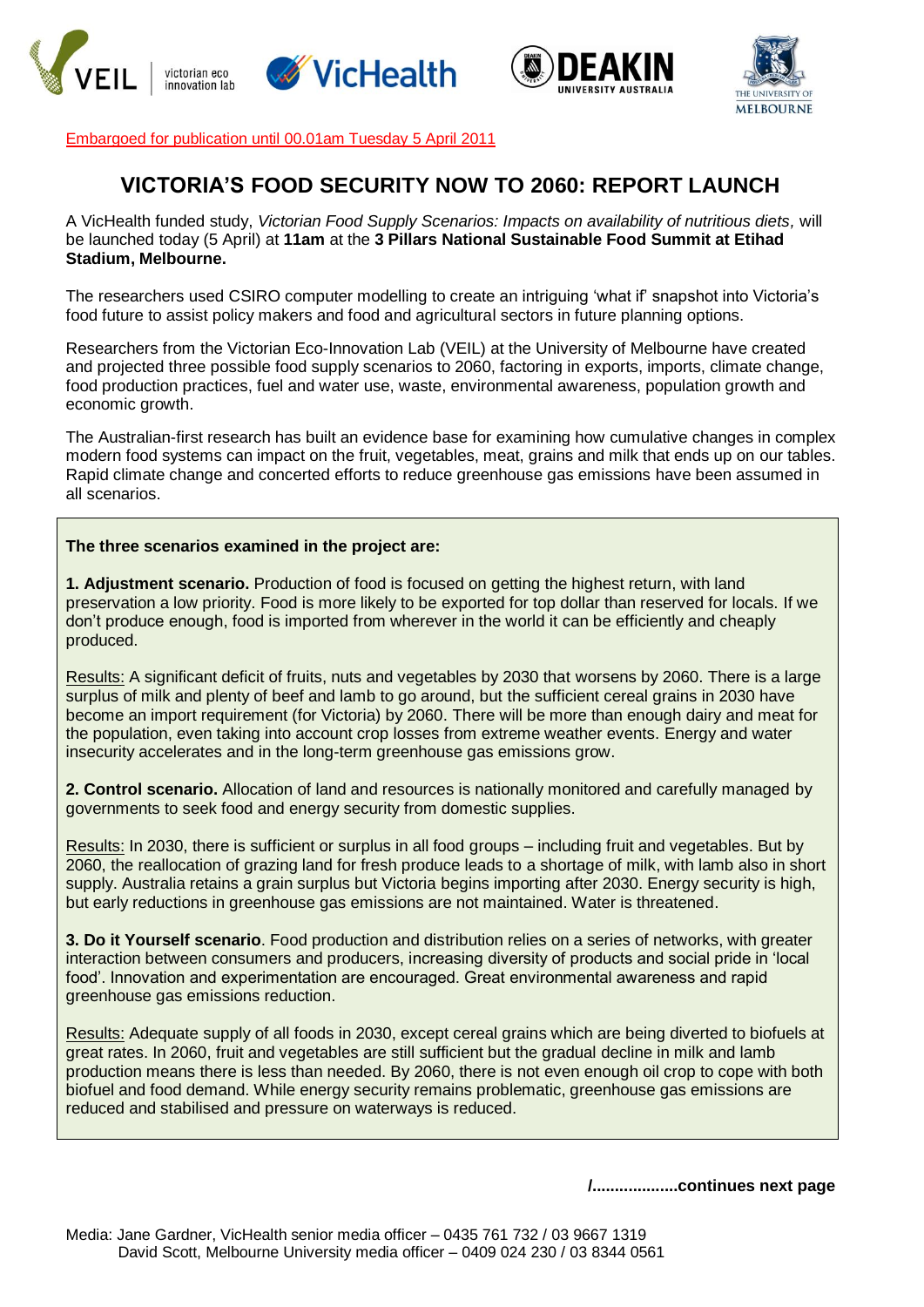Embargoed for publication until 00.01am Tuesday 5 April 2011

# VICTORIA'S FOOD SECURITY NOW TO 2060: REPORT LAUNCH

A VicHealth funded study, *Victorian Food Supply Scenarios: Impacts on availability of nutritious diets,* will be launched today (5 April) at **11am** at the **3 Pillars National Sustainable Food Summit at Etihad Stadium, Melbourne.**

The researchers used CSIRO computer modelling to create an intriguing 'what if' snapshot into Victoria's food future to assist policy makers and food and agricultural sectors in future planning options.

Researchers from the Victorian Eco-Innovation Lab (VEIL) at the University of Melbourne have created and projected three possible food supply scenarios to 2060, factoring in exports, imports, climate change, food production practices, fuel and water use, waste, environmental awareness, population growth and economic growth.

The Australian-first research has built an evidence base for examining how cumulative changes in complex modern food systems can impact on the fruit, vegetables, meat, grains and milk that ends up on our tables. Rapid climate change and concerted efforts to reduce greenhouse gas emissions have been assumed in all scenarios.

**The three scenarios examined in the project are:**

**1. Adjustment scenario.** Production of food is focused on getting the highest return, with land preservation a low priority. Food is more likely to be exported for top dollar than reserved for locals. If we don't produce enough, food is imported from wherever in the world it can be efficiently and cheaply produced.

Results: A significant deficit of fruits, nuts and vegetables by 2030 that worsens by 2060. There is a large surplus of milk and plenty of beef and lamb to go around, but the sufficient cereal grains in 2030 have become an import requirement (for Victoria) by 2060. There will be more than enough dairy and meat for the population, even taking into account crop losses from extreme weather events. Energy and water insecurity accelerates and in the long-term greenhouse gas emissions grow.

**2. Control scenario.** Allocation of land and resources is nationally monitored and carefully managed by governments to seek food and energy security from domestic supplies.

Results: In 2030, there is sufficient or surplus in all food groups – including fruit and vegetables. But by 2060, the reallocation of grazing land for fresh produce leads to a shortage of milk, with lamb also in short supply. Australia retains a grain surplus but Victoria begins importing after 2030. Energy security is high, but early reductions in greenhouse gas emissions are not maintained. Water is threatened.

**3. Do it Yourself scenario**. Food production and distribution relies on a series of networks, with greater interaction between consumers and producers, increasing diversity of products and social pride in 'local food'. Innovation and experimentation are encouraged. Great environmental awareness and rapid greenhouse gas emissions reduction.

Results: Adequate supply of all foods in 2030, except cereal grains which are being diverted to biofuels at great rates. In 2060, fruit and vegetables are still sufficient but the gradual decline in milk and lamb production means there is less than needed. By 2060, there is not even enough oil crop to cope with both biofuel and food demand. While energy security remains problematic, greenhouse gas emissions are reduced and stabilised and pressure on waterways is reduced.

**/..................continues next page**

Media: Jane Gardner, VicHealth senior media officer – 0435 761 732 / 03 9667 1319
David Scott, Melbourne University media officer – 0409 024 230 / 03 8344 0561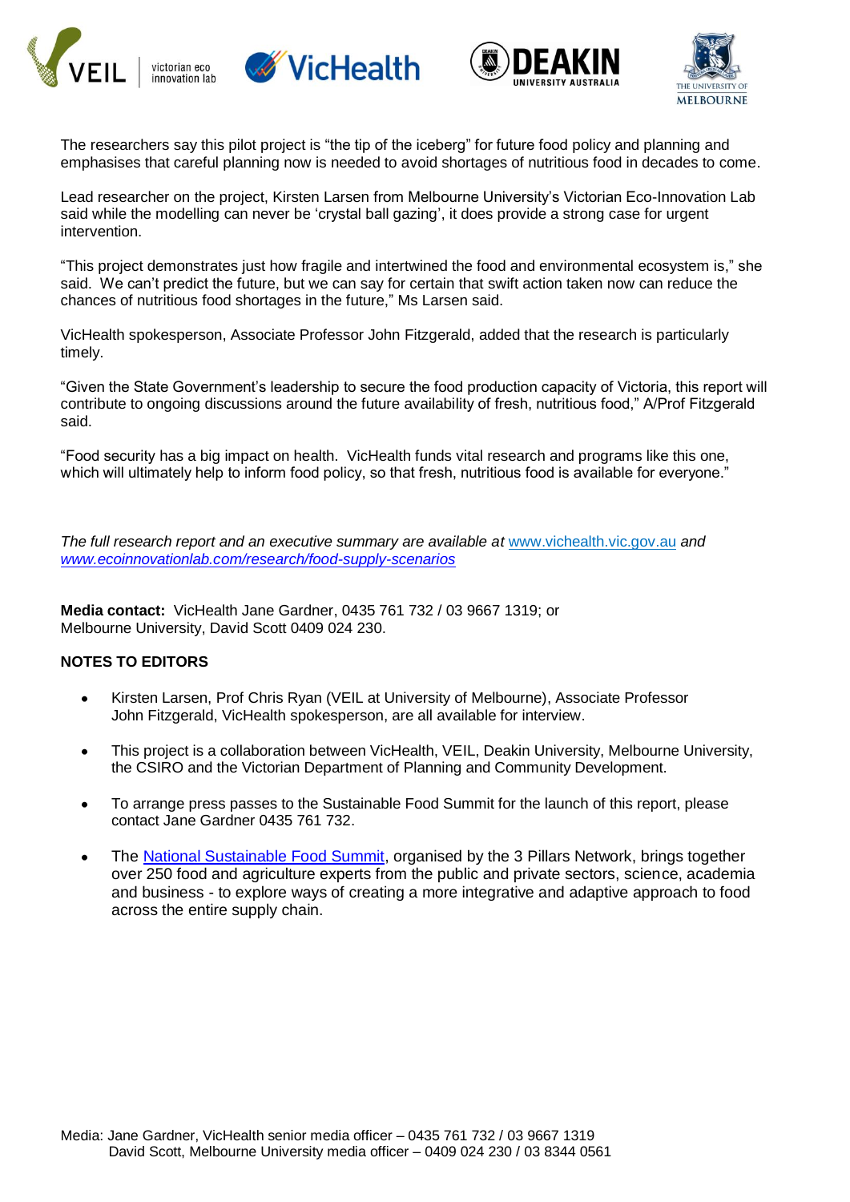The researchers say this pilot project is “the tip of the iceberg” for future food policy and planning and emphasises that careful planning now is needed to avoid shortages of nutritious food in decades to come.

Lead researcher on the project, Kirsten Larsen from Melbourne University’s Victorian Eco-Innovation Lab said while the modelling can never be ‘crystal ball gazing’, it does provide a strong case for urgent intervention.

“This project demonstrates just how fragile and intertwined the food and environmental ecosystem is,” she said. We can’t predict the future, but we can say for certain that swift action taken now can reduce the chances of nutritious food shortages in the future,” Ms Larsen said.

VicHealth spokesperson, Associate Professor John Fitzgerald, added that the research is particularly timely.

“Given the State Government’s leadership to secure the food production capacity of Victoria, this report will contribute to ongoing discussions around the future availability of fresh, nutritious food,” A/Prof Fitzgerald said.

“Food security has a big impact on health. VicHealth funds vital research and programs like this one, which will ultimately help to inform food policy, so that fresh, nutritious food is available for everyone.”

*The full research report and an executive summary are available at* www.vichealth.vic.gov.au *and* *www.ecoinnovationlab.com/research/food-supply-scenarios*

**Media contact:** VicHealth Jane Gardner, 0435 761 732 / 03 9667 1319; or Melbourne University, David Scott 0409 024 230.

**NOTES TO EDITORS**

- Kirsten Larsen, Prof Chris Ryan (VEIL at University of Melbourne), Associate Professor John Fitzgerald, VicHealth spokesperson, are all available for interview.
- This project is a collaboration between VicHealth, VEIL, Deakin University, Melbourne University, the CSIRO and the Victorian Department of Planning and Community Development.
- To arrange press passes to the Sustainable Food Summit for the launch of this report, please contact Jane Gardner 0435 761 732.
- The National Sustainable Food Summit, organised by the 3 Pillars Network, brings together over 250 food and agriculture experts from the public and private sectors, science, academia and business - to explore ways of creating a more integrative and adaptive approach to food across the entire supply chain.

Media: Jane Gardner, VicHealth senior media officer – 0435 761 732 / 03 9667 1319
David Scott, Melbourne University media officer – 0409 024 230 / 03 8344 0561